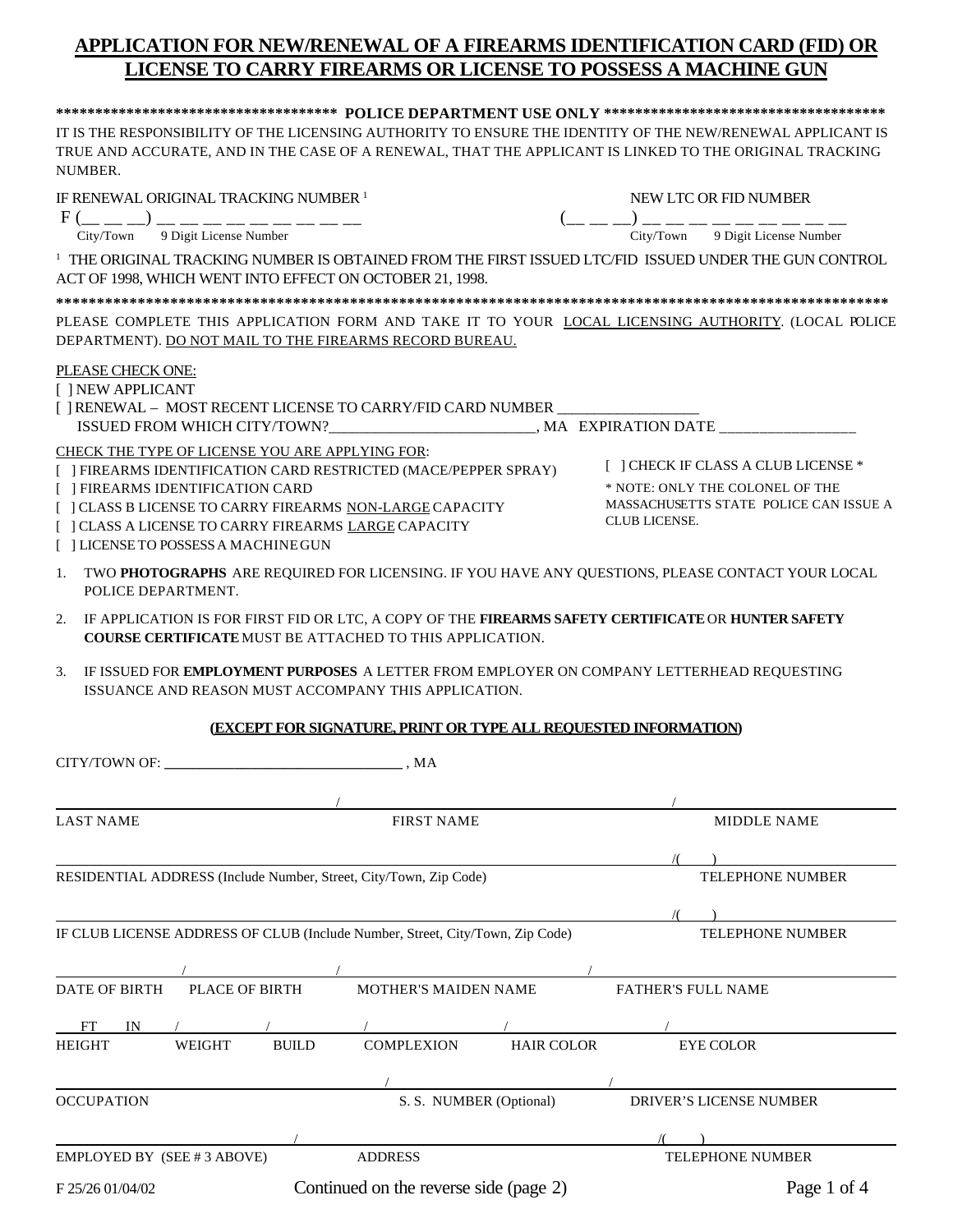# APPLICATION FOR NEW/RENEWAL OF A FIREARMS IDENTIFICATION CARD (FID) OR LICENSE TO CARRY FIREARMS OR LICENSE TO POSSESS A MACHINE GUN

************************************ **POLICE DEPARTMENT USE ONLY** ************************************

IT IS THE RESPONSIBILITY OF THE LICENSING AUTHORITY TO ENSURE THE IDENTITY OF THE NEW/RENEWAL APPLICANT IS TRUE AND ACCURATE, AND IN THE CASE OF A RENEWAL, THAT THE APPLICANT IS LINKED TO THE ORIGINAL TRACKING NUMBER.

IF RENEWAL ORIGINAL TRACKING NUMBER [1]
F (__ __ __) __ __ __ __ __ __ __ __ __
City/Town 9 Digit License Number

NEW LTC OR FID NUMBER
(__ __ __) __ __ __ __ __ __ __ __ __
City/Town 9 Digit License Number

[1] THE ORIGINAL TRACKING NUMBER IS OBTAINED FROM THE FIRST ISSUED LTC/FID ISSUED UNDER THE GUN CONTROL ACT OF 1998, WHICH WENT INTO EFFECT ON OCTOBER 21, 1998.

**************************************************************************************************************

PLEASE COMPLETE THIS APPLICATION FORM AND TAKE IT TO YOUR LOCAL LICENSING AUTHORITY. (LOCAL POLICE DEPARTMENT). DO NOT MAIL TO THE FIREARMS RECORD BUREAU.

PLEASE CHECK ONE:

[ ] NEW APPLICANT
[ ] RENEWAL – MOST RECENT LICENSE TO CARRY/FID CARD NUMBER ________________
ISSUED FROM WHICH CITY/TOWN?________________________, MA EXPIRATION DATE ________________

CHECK THE TYPE OF LICENSE YOU ARE APPLYING FOR:

[ ] FIREARMS IDENTIFICATION CARD RESTRICTED (MACE/PEPPER SPRAY)
[ ] FIREARMS IDENTIFICATION CARD
[ ] CLASS B LICENSE TO CARRY FIREARMS NON-LARGE CAPACITY
[ ] CLASS A LICENSE TO CARRY FIREARMS LARGE CAPACITY
[ ] LICENSE TO POSSESS A MACHINE GUN

[ ] CHECK IF CLASS A CLUB LICENSE *

* NOTE: ONLY THE COLONEL OF THE MASSACHUSETTS STATE POLICE CAN ISSUE A CLUB LICENSE.

1. TWO **PHOTOGRAPHS** ARE REQUIRED FOR LICENSING. IF YOU HAVE ANY QUESTIONS, PLEASE CONTACT YOUR LOCAL POLICE DEPARTMENT.
2. IF APPLICATION IS FOR FIRST FID OR LTC, A COPY OF THE **FIREARMS SAFETY CERTIFICATE** OR **HUNTER SAFETY COURSE CERTIFICATE** MUST BE ATTACHED TO THIS APPLICATION.
3. IF ISSUED FOR **EMPLOYMENT PURPOSES** A LETTER FROM EMPLOYER ON COMPANY LETTERHEAD REQUESTING ISSUANCE AND REASON MUST ACCOMPANY THIS APPLICATION.

**(EXCEPT FOR SIGNATURE, PRINT OR TYPE ALL REQUESTED INFORMATION)**

CITY/TOWN OF: ______________________________ , MA

| LAST NAME | FIRST NAME | MIDDLE NAME |
|---|---|---|
| | | |

| RESIDENTIAL ADDRESS (Include Number, Street, City/Town, Zip Code) | TELEPHONE NUMBER |
|---|---|
| | ( ) |

| IF CLUB LICENSE ADDRESS OF CLUB (Include Number, Street, City/Town, Zip Code) | TELEPHONE NUMBER |
|---|---|
| | ( ) |

| DATE OF BIRTH | PLACE OF BIRTH | MOTHER'S MAIDEN NAME | FATHER'S FULL NAME |
|---|---|---|---|
| | | | |

| HEIGHT | WEIGHT | BUILD | COMPLEXION | HAIR COLOR | EYE COLOR |
|---|---|---|---|---|---|
| FT IN | | | | | |

| OCCUPATION | S. S. NUMBER (Optional) | DRIVER'S LICENSE NUMBER |
|---|---|---|
| | | |

| EMPLOYED BY (SEE # 3 ABOVE) | ADDRESS | TELEPHONE NUMBER |
|---|---|---|
| | | ( ) |

F 25/26 01/04/02

Continued on the reverse side (page 2)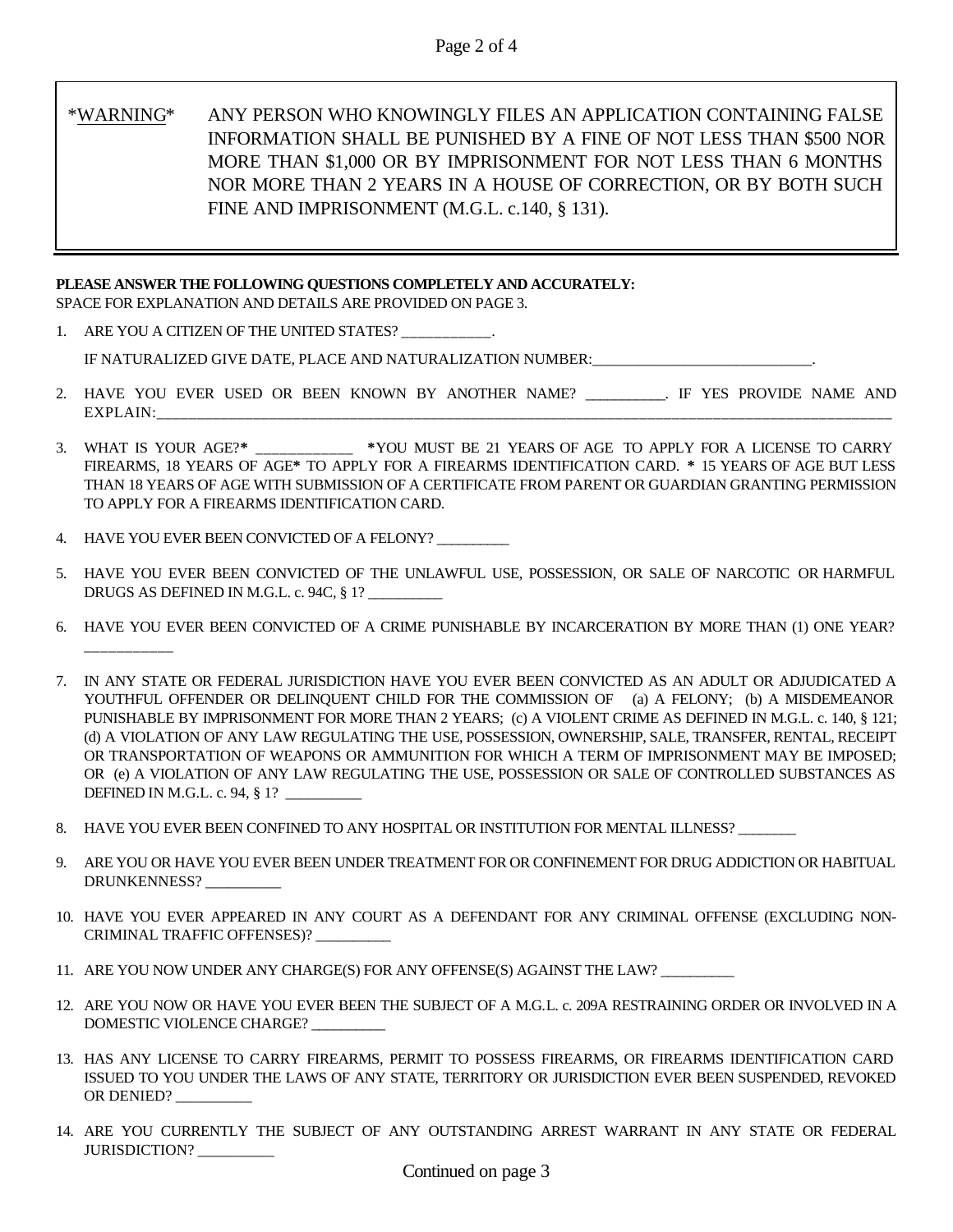*WARNING* ANY PERSON WHO KNOWINGLY FILES AN APPLICATION CONTAINING FALSE INFORMATION SHALL BE PUNISHED BY A FINE OF NOT LESS THAN $500 NOR MORE THAN $1,000 OR BY IMPRISONMENT FOR NOT LESS THAN 6 MONTHS NOR MORE THAN 2 YEARS IN A HOUSE OF CORRECTION, OR BY BOTH SUCH FINE AND IMPRISONMENT (M.G.L. c.140, § 131).

**PLEASE ANSWER THE FOLLOWING QUESTIONS COMPLETELY AND ACCURATELY:**
SPACE FOR EXPLANATION AND DETAILS ARE PROVIDED ON PAGE 3.

1. ARE YOU A CITIZEN OF THE UNITED STATES? ____________.

   IF NATURALIZED GIVE DATE, PLACE AND NATURALIZATION NUMBER:_____________________________.

2. HAVE YOU EVER USED OR BEEN KNOWN BY ANOTHER NAME? __________. IF YES PROVIDE NAME AND EXPLAIN:_______________________________________________________________________________

3. WHAT IS YOUR AGE?* _____________ *YOU MUST BE 21 YEARS OF AGE TO APPLY FOR A LICENSE TO CARRY FIREARMS, 18 YEARS OF AGE* TO APPLY FOR A FIREARMS IDENTIFICATION CARD. * 15 YEARS OF AGE BUT LESS THAN 18 YEARS OF AGE WITH SUBMISSION OF A CERTIFICATE FROM PARENT OR GUARDIAN GRANTING PERMISSION TO APPLY FOR A FIREARMS IDENTIFICATION CARD.

4. HAVE YOU EVER BEEN CONVICTED OF A FELONY? __________

5. HAVE YOU EVER BEEN CONVICTED OF THE UNLAWFUL USE, POSSESSION, OR SALE OF NARCOTIC OR HARMFUL DRUGS AS DEFINED IN M.G.L. c. 94C, § 1? __________

6. HAVE YOU EVER BEEN CONVICTED OF A CRIME PUNISHABLE BY INCARCERATION BY MORE THAN (1) ONE YEAR? ____________

7. IN ANY STATE OR FEDERAL JURISDICTION HAVE YOU EVER BEEN CONVICTED AS AN ADULT OR ADJUDICATED A YOUTHFUL OFFENDER OR DELINQUENT CHILD FOR THE COMMISSION OF (a) A FELONY; (b) A MISDEMEANOR PUNISHABLE BY IMPRISONMENT FOR MORE THAN 2 YEARS; (c) A VIOLENT CRIME AS DEFINED IN M.G.L. c. 140, § 121; (d) A VIOLATION OF ANY LAW REGULATING THE USE, POSSESSION, OWNERSHIP, SALE, TRANSFER, RENTAL, RECEIPT OR TRANSPORTATION OF WEAPONS OR AMMUNITION FOR WHICH A TERM OF IMPRISONMENT MAY BE IMPOSED; OR (e) A VIOLATION OF ANY LAW REGULATING THE USE, POSSESSION OR SALE OF CONTROLLED SUBSTANCES AS DEFINED IN M.G.L. c. 94, § 1? __________

8. HAVE YOU EVER BEEN CONFINED TO ANY HOSPITAL OR INSTITUTION FOR MENTAL ILLNESS? ________

9. ARE YOU OR HAVE YOU EVER BEEN UNDER TREATMENT FOR OR CONFINEMENT FOR DRUG ADDICTION OR HABITUAL DRUNKENNESS? __________

10. HAVE YOU EVER APPEARED IN ANY COURT AS A DEFENDANT FOR ANY CRIMINAL OFFENSE (EXCLUDING NON-CRIMINAL TRAFFIC OFFENSES)? __________

11. ARE YOU NOW UNDER ANY CHARGE(S) FOR ANY OFFENSE(S) AGAINST THE LAW? __________

12. ARE YOU NOW OR HAVE YOU EVER BEEN THE SUBJECT OF A M.G.L. c. 209A RESTRAINING ORDER OR INVOLVED IN A DOMESTIC VIOLENCE CHARGE? __________

13. HAS ANY LICENSE TO CARRY FIREARMS, PERMIT TO POSSESS FIREARMS, OR FIREARMS IDENTIFICATION CARD ISSUED TO YOU UNDER THE LAWS OF ANY STATE, TERRITORY OR JURISDICTION EVER BEEN SUSPENDED, REVOKED OR DENIED? __________

14. ARE YOU CURRENTLY THE SUBJECT OF ANY OUTSTANDING ARREST WARRANT IN ANY STATE OR FEDERAL JURISDICTION? __________

Continued on page 3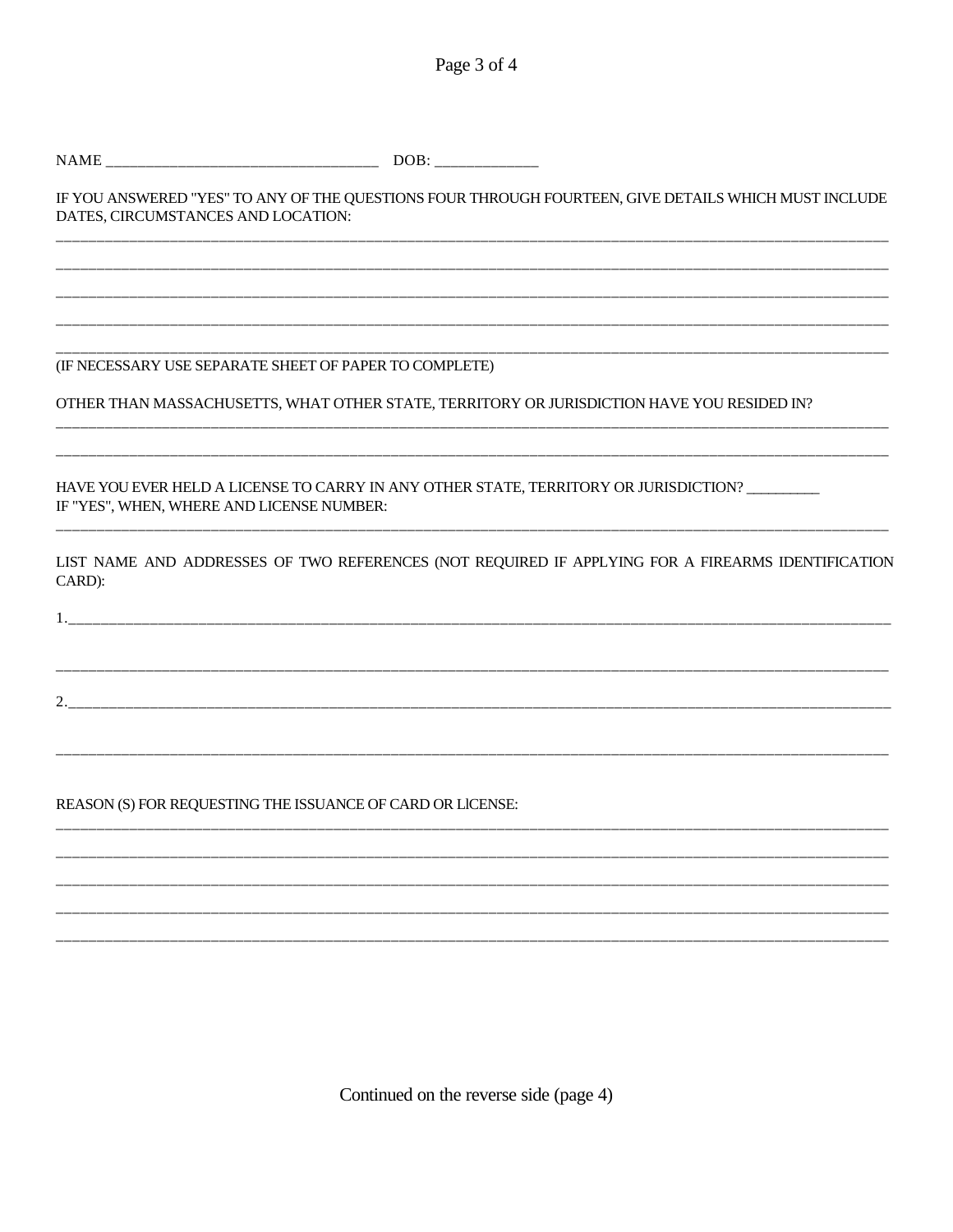NAME ___________________________________ DOB: _____________

IF YOU ANSWERED "YES" TO ANY OF THE QUESTIONS FOUR THROUGH FOURTEEN, GIVE DETAILS WHICH MUST INCLUDE DATES, CIRCUMSTANCES AND LOCATION:

___________________________________________________________________________________________

___________________________________________________________________________________________

___________________________________________________________________________________________

___________________________________________________________________________________________

___________________________________________________________________________________________

(IF NECESSARY USE SEPARATE SHEET OF PAPER TO COMPLETE)

OTHER THAN MASSACHUSETTS, WHAT OTHER STATE, TERRITORY OR JURISDICTION HAVE YOU RESIDED IN?

___________________________________________________________________________________________

___________________________________________________________________________________________

HAVE YOU EVER HELD A LICENSE TO CARRY IN ANY OTHER STATE, TERRITORY OR JURISDICTION? _________

IF "YES", WHEN, WHERE AND LICENSE NUMBER:

___________________________________________________________________________________________

LIST NAME AND ADDRESSES OF TWO REFERENCES (NOT REQUIRED IF APPLYING FOR A FIREARMS IDENTIFICATION CARD):

1.__________________________________________________________________________________________

___________________________________________________________________________________________

2.__________________________________________________________________________________________

___________________________________________________________________________________________

REASON (S) FOR REQUESTING THE ISSUANCE OF CARD OR LICENSE:

___________________________________________________________________________________________

___________________________________________________________________________________________

___________________________________________________________________________________________

___________________________________________________________________________________________

___________________________________________________________________________________________

Continued on the reverse side (page 4)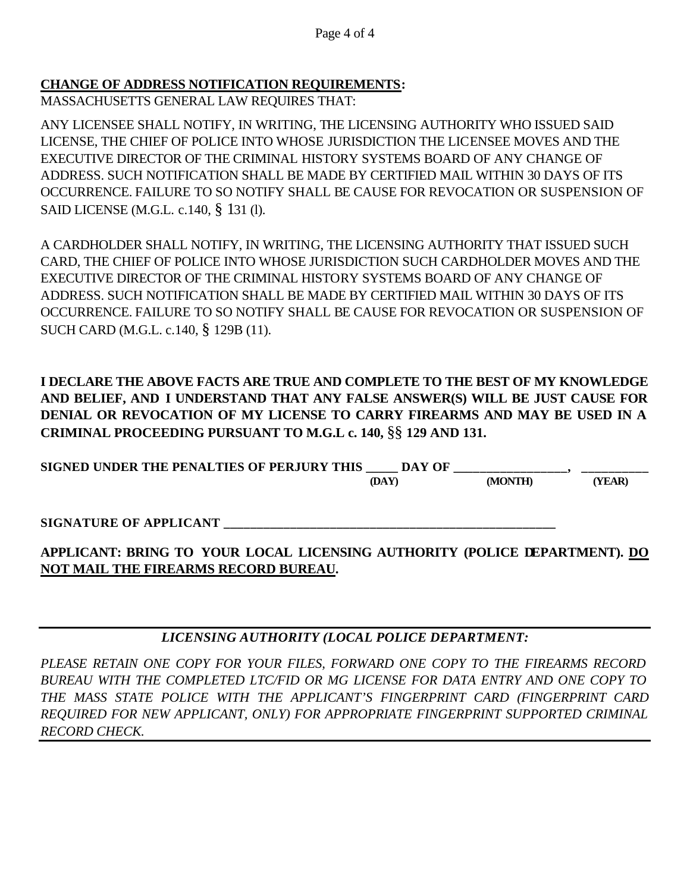**CHANGE OF ADDRESS NOTIFICATION REQUIREMENTS:**

MASSACHUSETTS GENERAL LAW REQUIRES THAT:

ANY LICENSEE SHALL NOTIFY, IN WRITING, THE LICENSING AUTHORITY WHO ISSUED SAID LICENSE, THE CHIEF OF POLICE INTO WHOSE JURISDICTION THE LICENSEE MOVES AND THE EXECUTIVE DIRECTOR OF THE CRIMINAL HISTORY SYSTEMS BOARD OF ANY CHANGE OF ADDRESS. SUCH NOTIFICATION SHALL BE MADE BY CERTIFIED MAIL WITHIN 30 DAYS OF ITS OCCURRENCE. FAILURE TO SO NOTIFY SHALL BE CAUSE FOR REVOCATION OR SUSPENSION OF SAID LICENSE (M.G.L. c.140, § 131 (l).

A CARDHOLDER SHALL NOTIFY, IN WRITING, THE LICENSING AUTHORITY THAT ISSUED SUCH CARD, THE CHIEF OF POLICE INTO WHOSE JURISDICTION SUCH CARDHOLDER MOVES AND THE EXECUTIVE DIRECTOR OF THE CRIMINAL HISTORY SYSTEMS BOARD OF ANY CHANGE OF ADDRESS. SUCH NOTIFICATION SHALL BE MADE BY CERTIFIED MAIL WITHIN 30 DAYS OF ITS OCCURRENCE. FAILURE TO SO NOTIFY SHALL BE CAUSE FOR REVOCATION OR SUSPENSION OF SUCH CARD (M.G.L. c.140, § 129B (11).

**I DECLARE THE ABOVE FACTS ARE TRUE AND COMPLETE TO THE BEST OF MY KNOWLEDGE AND BELIEF, AND I UNDERSTAND THAT ANY FALSE ANSWER(S) WILL BE JUST CAUSE FOR DENIAL OR REVOCATION OF MY LICENSE TO CARRY FIREARMS AND MAY BE USED IN A CRIMINAL PROCEEDING PURSUANT TO M.G.L c. 140, §§ 129 AND 131.**

**SIGNED UNDER THE PENALTIES OF PERJURY THIS _____ DAY OF __________________, __________**
**(DAY) (MONTH) (YEAR)**

**SIGNATURE OF APPLICANT ______________________________________________________**

**APPLICANT: BRING TO YOUR LOCAL LICENSING AUTHORITY (POLICE DEPARTMENT). <u>DO NOT MAIL THE FIREARMS RECORD BUREAU</u>.**

---

*LICENSING AUTHORITY (LOCAL POLICE DEPARTMENT:*

*PLEASE RETAIN ONE COPY FOR YOUR FILES, FORWARD ONE COPY TO THE FIREARMS RECORD BUREAU WITH THE COMPLETED LTC/FID OR MG LICENSE FOR DATA ENTRY AND ONE COPY TO THE MASS STATE POLICE WITH THE APPLICANT'S FINGERPRINT CARD (FINGERPRINT CARD REQUIRED FOR NEW APPLICANT, ONLY) FOR APPROPRIATE FINGERPRINT SUPPORTED CRIMINAL RECORD CHECK.*

---